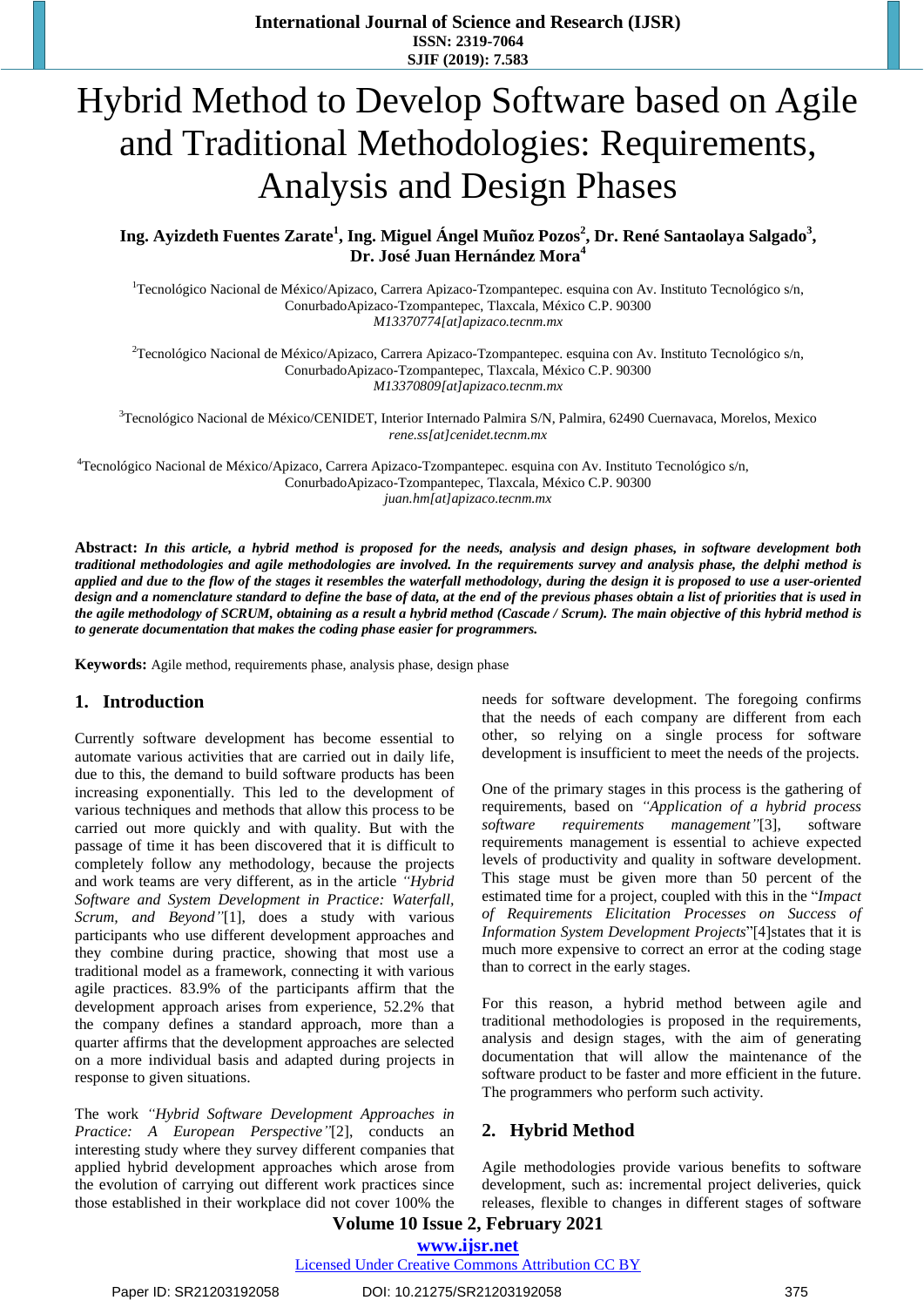# Hybrid Method to Develop Software based on Agile and Traditional Methodologies: Requirements, Analysis and Design Phases

**Ing. Ayizdeth Fuentes Zarate[1], Ing. Miguel Ángel Muñoz Pozos[2], Dr. René Santaolaya Salgado[3], Dr. José Juan Hernández Mora[4]**

[1]Tecnológico Nacional de México/Apizaco, Carrera Apizaco-Tzompantepec. esquina con Av. Instituto Tecnológico s/n, ConurbadoApizaco-Tzompantepec, Tlaxcala, México C.P. 90300
*M13370774[at]apizaco.tecnm.mx*

[2]Tecnológico Nacional de México/Apizaco, Carrera Apizaco-Tzompantepec. esquina con Av. Instituto Tecnológico s/n, ConurbadoApizaco-Tzompantepec, Tlaxcala, México C.P. 90300
*M13370809[at]apizaco.tecnm.mx*

[3]Tecnológico Nacional de México/CENIDET, Interior Internado Palmira S/N, Palmira, 62490 Cuernavaca, Morelos, Mexico
*rene.ss[at]cenidet.tecnm.mx*

[4]Tecnológico Nacional de México/Apizaco, Carrera Apizaco-Tzompantepec. esquina con Av. Instituto Tecnológico s/n, ConurbadoApizaco-Tzompantepec, Tlaxcala, México C.P. 90300
*juan.hm[at]apizaco.tecnm.mx*

**Abstract:** ***In this article, a hybrid method is proposed for the needs, analysis and design phases, in software development both traditional methodologies and agile methodologies are involved. In the requirements survey and analysis phase, the delphi method is applied and due to the flow of the stages it resembles the waterfall methodology, during the design it is proposed to use a user-oriented design and a nomenclature standard to define the base of data, at the end of the previous phases obtain a list of priorities that is used in the agile methodology of SCRUM, obtaining as a result a hybrid method (Cascade / Scrum). The main objective of this hybrid method is to generate documentation that makes the coding phase easier for programmers.***

**Keywords:** Agile method, requirements phase, analysis phase, design phase

## 1. Introduction

Currently software development has become essential to automate various activities that are carried out in daily life, due to this, the demand to build software products has been increasing exponentially. This led to the development of various techniques and methods that allow this process to be carried out more quickly and with quality. But with the passage of time it has been discovered that it is difficult to completely follow any methodology, because the projects and work teams are very different, as in the article *"Hybrid Software and System Development in Practice: Waterfall, Scrum, and Beyond"*[1], does a study with various participants who use different development approaches and they combine during practice, showing that most use a traditional model as a framework, connecting it with various agile practices. 83.9% of the participants affirm that the development approach arises from experience, 52.2% that the company defines a standard approach, more than a quarter affirms that the development approaches are selected on a more individual basis and adapted during projects in response to given situations.

The work *"Hybrid Software Development Approaches in Practice: A European Perspective"*[2], conducts an interesting study where they survey different companies that applied hybrid development approaches which arose from the evolution of carrying out different work practices since those established in their workplace did not cover 100% the needs for software development. The foregoing confirms that the needs of each company are different from each other, so relying on a single process for software development is insufficient to meet the needs of the projects.

One of the primary stages in this process is the gathering of requirements, based on *"Application of a hybrid process software requirements management"*[3], software requirements management is essential to achieve expected levels of productivity and quality in software development. This stage must be given more than 50 percent of the estimated time for a project, coupled with this in the "*Impact of Requirements Elicitation Processes on Success of Information System Development Projects*"[4]states that it is much more expensive to correct an error at the coding stage than to correct in the early stages.

For this reason, a hybrid method between agile and traditional methodologies is proposed in the requirements, analysis and design stages, with the aim of generating documentation that will allow the maintenance of the software product to be faster and more efficient in the future. The programmers who perform such activity.

## 2. Hybrid Method

Agile methodologies provide various benefits to software development, such as: incremental project deliveries, quick releases, flexible to changes in different stages of software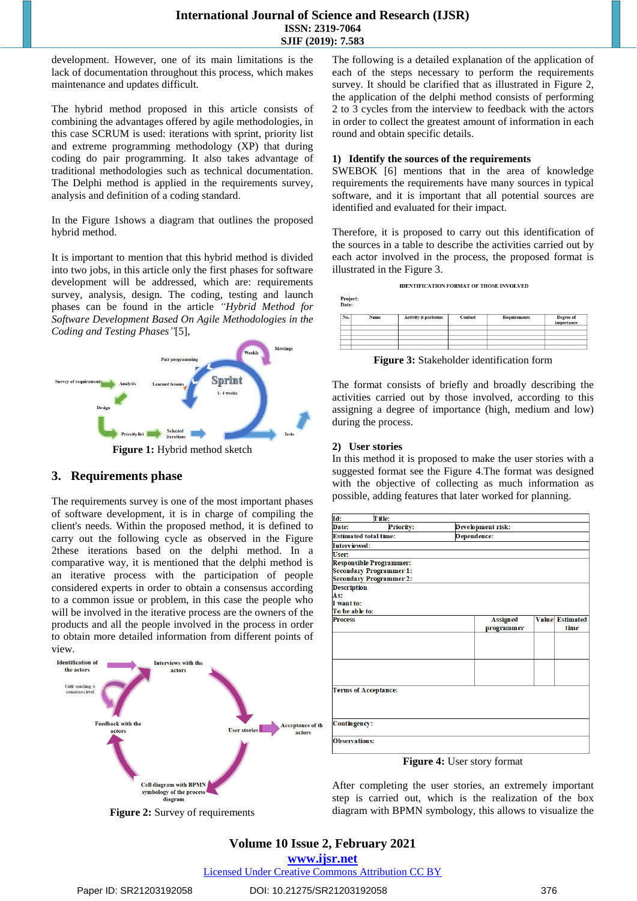development. However, one of its main limitations is the lack of documentation throughout this process, which makes maintenance and updates difficult.

The hybrid method proposed in this article consists of combining the advantages offered by agile methodologies, in this case SCRUM is used: iterations with sprint, priority list and extreme programming methodology (XP) that during coding do pair programming. It also takes advantage of traditional methodologies such as technical documentation. The Delphi method is applied in the requirements survey, analysis and definition of a coding standard.

In the Figure 1shows a diagram that outlines the proposed hybrid method.

It is important to mention that this hybrid method is divided into two jobs, in this article only the first phases for software development will be addressed, which are: requirements survey, analysis, design. The coding, testing and launch phases can be found in the article *"Hybrid Method for Software Development Based On Agile Methodologies in the Coding and Testing Phases"*[5],

**Figure 1:** Hybrid method sketch

## 3. Requirements phase

The requirements survey is one of the most important phases of software development, it is in charge of compiling the client's needs. Within the proposed method, it is defined to carry out the following cycle as observed in the Figure 2these iterations based on the delphi method. In a comparative way, it is mentioned that the delphi method is an iterative process with the participation of people considered experts in order to obtain a consensus according to a common issue or problem, in this case the people who will be involved in the iterative process are the owners of the products and all the people involved in the process in order to obtain more detailed information from different points of view.

**Figure 2:** Survey of requirements

The following is a detailed explanation of the application of each of the steps necessary to perform the requirements survey. It should be clarified that as illustrated in Figure 2, the application of the delphi method consists of performing 2 to 3 cycles from the interview to feedback with the actors in order to collect the greatest amount of information in each round and obtain specific details.

### 1) Identify the sources of the requirements

SWEBOK [6] mentions that in the area of knowledge requirements the requirements have many sources in typical software, and it is important that all potential sources are identified and evaluated for their impact.

Therefore, it is proposed to carry out this identification of the sources in a table to describe the activities carried out by each actor involved in the process, the proposed format is illustrated in the Figure 3.

IDENTIFICATION FORMAT OF THOSE INVOLVED

Project:
Date:

| No. | Name | Activity it performs | Contact | Requirements | Degree of importance |
|---|---|---|---|---|---|
| | | | | | |
| | | | | | |
| | | | | | |
| | | | | | |
| | | | | | |

**Figure 3:** Stakeholder identification form

The format consists of briefly and broadly describing the activities carried out by those involved, according to this assigning a degree of importance (high, medium and low) during the process.

### 2) User stories

In this method it is proposed to make the user stories with a suggested format see the Figure 4.The format was designed with the objective of collecting as much information as possible, adding features that later worked for planning.

| Id: Title: | | | |
|---|---|---|---|
| Date: Priority: | | Development risk: | |
| Estimated total time: | | Dependence: | |
| Interviewed: | | | |
| User: | | | |
| Responsible Programmer:<br>Secondary Programmer 1:<br>Secondary Programmer 2: | | | |
| Description<br>As:<br>I want to:<br>To be able to: | | | |
| Process | Assigned programmer | Value | Estimated time |
| | | | |
| | | | |
| Terms of Acceptance: | | | |
| Contingency: | | | |
| Observations: | | | |

**Figure 4:** User story format

After completing the user stories, an extremely important step is carried out, which is the realization of the box diagram with BPMN symbology, this allows to visualize the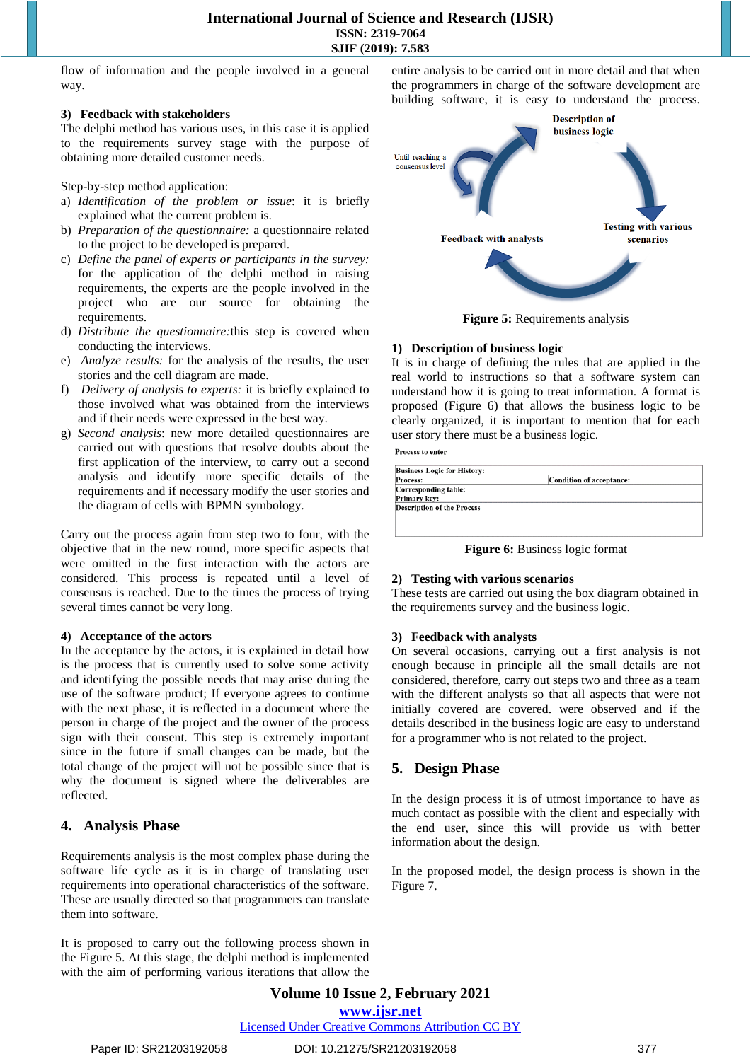flow of information and the people involved in a general way.

**3) Feedback with stakeholders**

The delphi method has various uses, in this case it is applied to the requirements survey stage with the purpose of obtaining more detailed customer needs.

Step-by-step method application:

a) *Identification of the problem or issue*: it is briefly explained what the current problem is.
b) *Preparation of the questionnaire:* a questionnaire related to the project to be developed is prepared.
c) *Define the panel of experts or participants in the survey:* for the application of the delphi method in raising requirements, the experts are the people involved in the project who are our source for obtaining the requirements.
d) *Distribute the questionnaire:*this step is covered when conducting the interviews.
e) *Analyze results:* for the analysis of the results, the user stories and the cell diagram are made.
f) *Delivery of analysis to experts:* it is briefly explained to those involved what was obtained from the interviews and if their needs were expressed in the best way.
g) *Second analysis*: new more detailed questionnaires are carried out with questions that resolve doubts about the first application of the interview, to carry out a second analysis and identify more specific details of the requirements and if necessary modify the user stories and the diagram of cells with BPMN symbology.

Carry out the process again from step two to four, with the objective that in the new round, more specific aspects that were omitted in the first interaction with the actors are considered. This process is repeated until a level of consensus is reached. Due to the times the process of trying several times cannot be very long.

**4) Acceptance of the actors**

In the acceptance by the actors, it is explained in detail how is the process that is currently used to solve some activity and identifying the possible needs that may arise during the use of the software product; If everyone agrees to continue with the next phase, it is reflected in a document where the person in charge of the project and the owner of the process sign with their consent. This step is extremely important since in the future if small changes can be made, but the total change of the project will not be possible since that is why the document is signed where the deliverables are reflected.

## 4. Analysis Phase

Requirements analysis is the most complex phase during the software life cycle as it is in charge of translating user requirements into operational characteristics of the software. These are usually directed so that programmers can translate them into software.

It is proposed to carry out the following process shown in the Figure 5. At this stage, the delphi method is implemented with the aim of performing various iterations that allow the entire analysis to be carried out in more detail and that when the programmers in charge of the software development are building software, it is easy to understand the process.

**Figure 5:** Requirements analysis

**1) Description of business logic**

It is in charge of defining the rules that are applied in the real world to instructions so that a software system can understand how it is going to treat information. A format is proposed (Figure 6) that allows the business logic to be clearly organized, it is important to mention that for each user story there must be a business logic.

Process to enter

| Business Logic for History: | |
|---|---|
| Process: | Condition of acceptance: |
| Corresponding table: | |
| Primary key: | |
| Description of the Process | |

**Figure 6:** Business logic format

**2) Testing with various scenarios**

These tests are carried out using the box diagram obtained in the requirements survey and the business logic.

**3) Feedback with analysts**

On several occasions, carrying out a first analysis is not enough because in principle all the small details are not considered, therefore, carry out steps two and three as a team with the different analysts so that all aspects that were not initially covered are covered. were observed and if the details described in the business logic are easy to understand for a programmer who is not related to the project.

## 5. Design Phase

In the design process it is of utmost importance to have as much contact as possible with the client and especially with the end user, since this will provide us with better information about the design.

In the proposed model, the design process is shown in the Figure 7.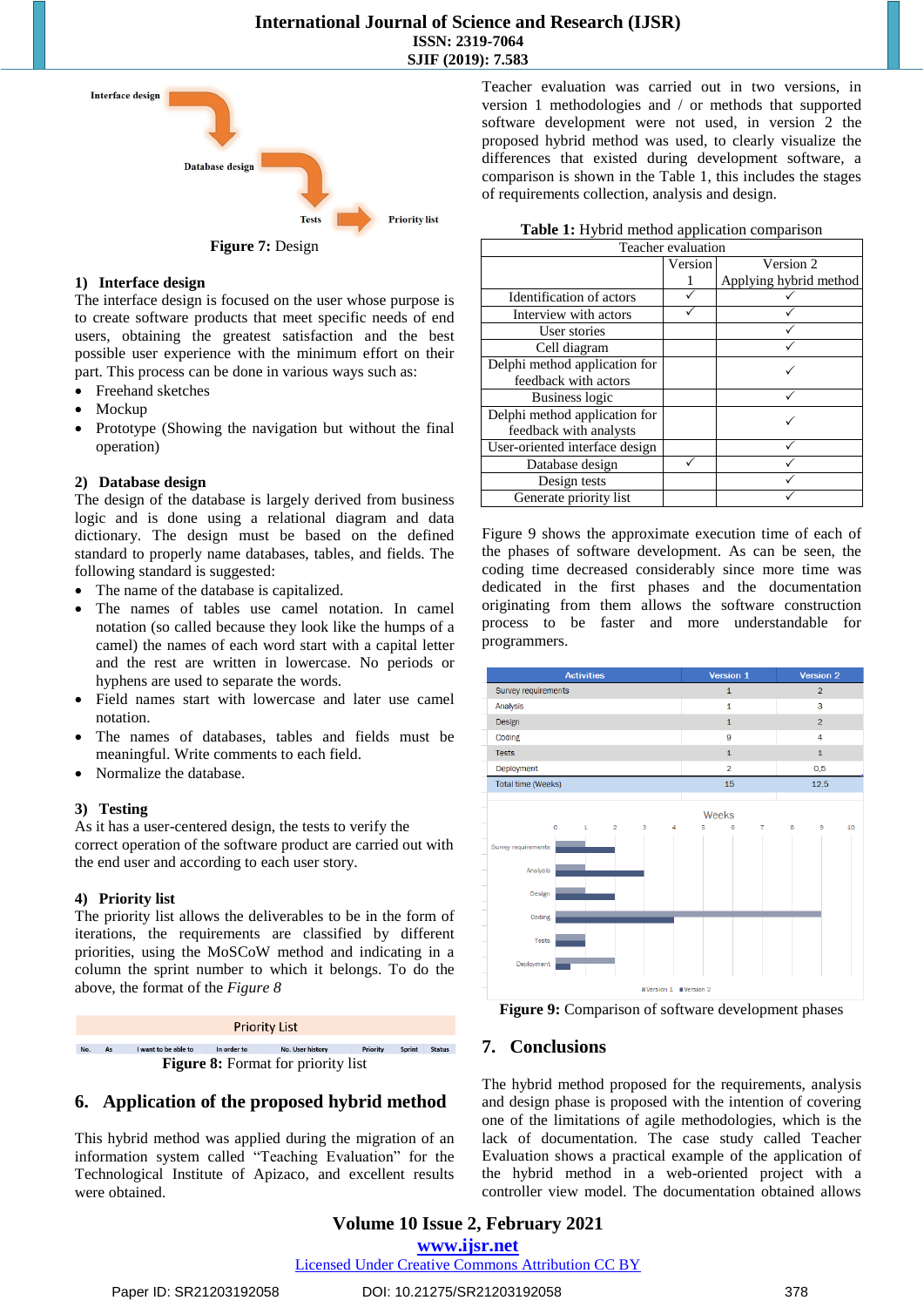Figure 7: Design

### 1) Interface design

The interface design is focused on the user whose purpose is to create software products that meet specific needs of end users, obtaining the greatest satisfaction and the best possible user experience with the minimum effort on their part. This process can be done in various ways such as:

- Freehand sketches
- Mockup
- Prototype (Showing the navigation but without the final operation)

### 2) Database design

The design of the database is largely derived from business logic and is done using a relational diagram and data dictionary. The design must be based on the defined standard to properly name databases, tables, and fields. The following standard is suggested:

- The name of the database is capitalized.
- The names of tables use camel notation. In camel notation (so called because they look like the humps of a camel) the names of each word start with a capital letter and the rest are written in lowercase. No periods or hyphens are used to separate the words.
- Field names start with lowercase and later use camel notation.
- The names of databases, tables and fields must be meaningful. Write comments to each field.
- Normalize the database.

### 3) Testing

As it has a user-centered design, the tests to verify the correct operation of the software product are carried out with the end user and according to each user story.

### 4) Priority list

The priority list allows the deliverables to be in the form of iterations, the requirements are classified by different priorities, using the MoSCoW method and indicating in a column the sprint number to which it belongs. To do the above, the format of the *Figure 8*

| Priority List | | | | | | | |
|---|---|---|---|---|---|---|---|
| No. | As | I want to be able to | In order to | No. User history | Priority | Sprint | Status |

Figure 8: Format for priority list

## 6. Application of the proposed hybrid method

This hybrid method was applied during the migration of an information system called "Teaching Evaluation" for the Technological Institute of Apizaco, and excellent results were obtained.

Teacher evaluation was carried out in two versions, in version 1 methodologies and / or methods that supported software development were not used, in version 2 the proposed hybrid method was used, to clearly visualize the differences that existed during development software, a comparison is shown in the Table 1, this includes the stages of requirements collection, analysis and design.

**Table 1:** Hybrid method application comparison

| Teacher evaluation | | |
|---|---|---|
| | Version 1 | Version 2 Applying hybrid method |
| Identification of actors | ✓ | ✓ |
| Interview with actors | ✓ | ✓ |
| User stories | | ✓ |
| Cell diagram | | ✓ |
| Delphi method application for feedback with actors | | ✓ |
| Business logic | | ✓ |
| Delphi method application for feedback with analysts | | ✓ |
| User-oriented interface design | | ✓ |
| Database design | ✓ | ✓ |
| Design tests | | ✓ |
| Generate priority list | | ✓ |

Figure 9 shows the approximate execution time of each of the phases of software development. As can be seen, the coding time decreased considerably since more time was dedicated in the first phases and the documentation originating from them allows the software construction process to be faster and more understandable for programmers.

| Activities | Version 1 | Version 2 |
|---|---|---|
| Survey requirements | 1 | 2 |
| Analysis | 1 | 3 |
| Design | 1 | 2 |
| Coding | 9 | 4 |
| Tests | 1 | 1 |
| Deployment | 2 | 0,5 |
| Total time (Weeks) | 15 | 12,5 |

Figure 9: Comparison of software development phases

## 7. Conclusions

The hybrid method proposed for the requirements, analysis and design phase is proposed with the intention of covering one of the limitations of agile methodologies, which is the lack of documentation. The case study called Teacher Evaluation shows a practical example of the application of the hybrid method in a web-oriented project with a controller view model. The documentation obtained allows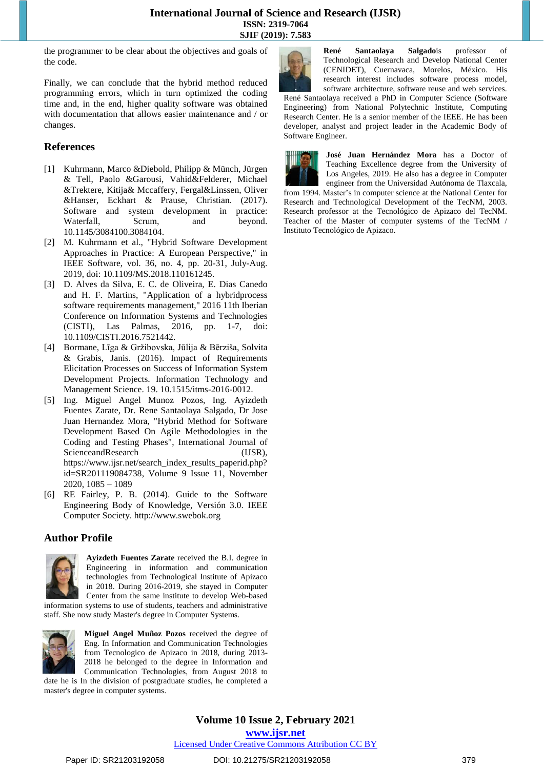the programmer to be clear about the objectives and goals of the code.

Finally, we can conclude that the hybrid method reduced programming errors, which in turn optimized the coding time and, in the end, higher quality software was obtained with documentation that allows easier maintenance and / or changes.

## References

[1] Kuhrmann, Marco &Diebold, Philipp & Münch, Jürgen & Tell, Paolo &Garousi, Vahid&Felderer, Michael &Trektere, Kitija& Mccaffery, Fergal&Linssen, Oliver &Hanser, Eckhart & Prause, Christian. (2017). Software and system development in practice: Waterfall, Scrum, and beyond. 10.1145/3084100.3084104.

[2] M. Kuhrmann et al., "Hybrid Software Development Approaches in Practice: A European Perspective," in IEEE Software, vol. 36, no. 4, pp. 20-31, July-Aug. 2019, doi: 10.1109/MS.2018.110161245.

[3] D. Alves da Silva, E. C. de Oliveira, E. Dias Canedo and H. F. Martins, "Application of a hybridprocess software requirements management," 2016 11th Iberian Conference on Information Systems and Technologies (CISTI), Las Palmas, 2016, pp. 1-7, doi: 10.1109/CISTI.2016.7521442.

[4] Bormane, Līga & Gržibovska, Jūlija & Bērziša, Solvita & Grabis, Janis. (2016). Impact of Requirements Elicitation Processes on Success of Information System Development Projects. Information Technology and Management Science. 19. 10.1515/itms-2016-0012.

[5] Ing. Miguel Angel Munoz Pozos, Ing. Ayizdeth Fuentes Zarate, Dr. Rene Santaolaya Salgado, Dr Jose Juan Hernandez Mora, "Hybrid Method for Software Development Based On Agile Methodologies in the Coding and Testing Phases", International Journal of ScienceandResearch (IJSR), https://www.ijsr.net/search_index_results_paperid.php?id=SR201119084738, Volume 9 Issue 11, November 2020, 1085 – 1089

[6] RE Fairley, P. B. (2014). Guide to the Software Engineering Body of Knowledge, Versión 3.0. IEEE Computer Society. http://www.swebok.org

## Author Profile

**Ayizdeth Fuentes Zarate** received the B.I. degree in Engineering in information and communication technologies from Technological Institute of Apizaco in 2018. During 2016-2019, she stayed in Computer Center from the same institute to develop Web-based information systems to use of students, teachers and administrative staff. She now study Master's degree in Computer Systems.

**Miguel Angel Muñoz Pozos** received the degree of Eng. In Information and Communication Technologies from Tecnologico de Apizaco in 2018, during 2013-2018 he belonged to the degree in Information and Communication Technologies, from August 2018 to date he is In the division of postgraduate studies, he completed a master's degree in computer systems.

**René Santaolaya Salgado**is professor of Technological Research and Develop National Center (CENIDET), Cuernavaca, Morelos, México. His research interest includes software process model, software architecture, software reuse and web services. René Santaolaya received a PhD in Computer Science (Software Engineering) from National Polytechnic Institute, Computing Research Center. He is a senior member of the IEEE. He has been developer, analyst and project leader in the Academic Body of Software Engineer.

**José Juan Hernández Mora** has a Doctor of Teaching Excellence degree from the University of Los Angeles, 2019. He also has a degree in Computer engineer from the Universidad Autónoma de Tlaxcala, from 1994. Master's in computer science at the National Center for Research and Technological Development of the TecNM, 2003. Research professor at the Tecnológico de Apizaco del TecNM. Teacher of the Master of computer systems of the TecNM / Instituto Tecnológico de Apizaco.